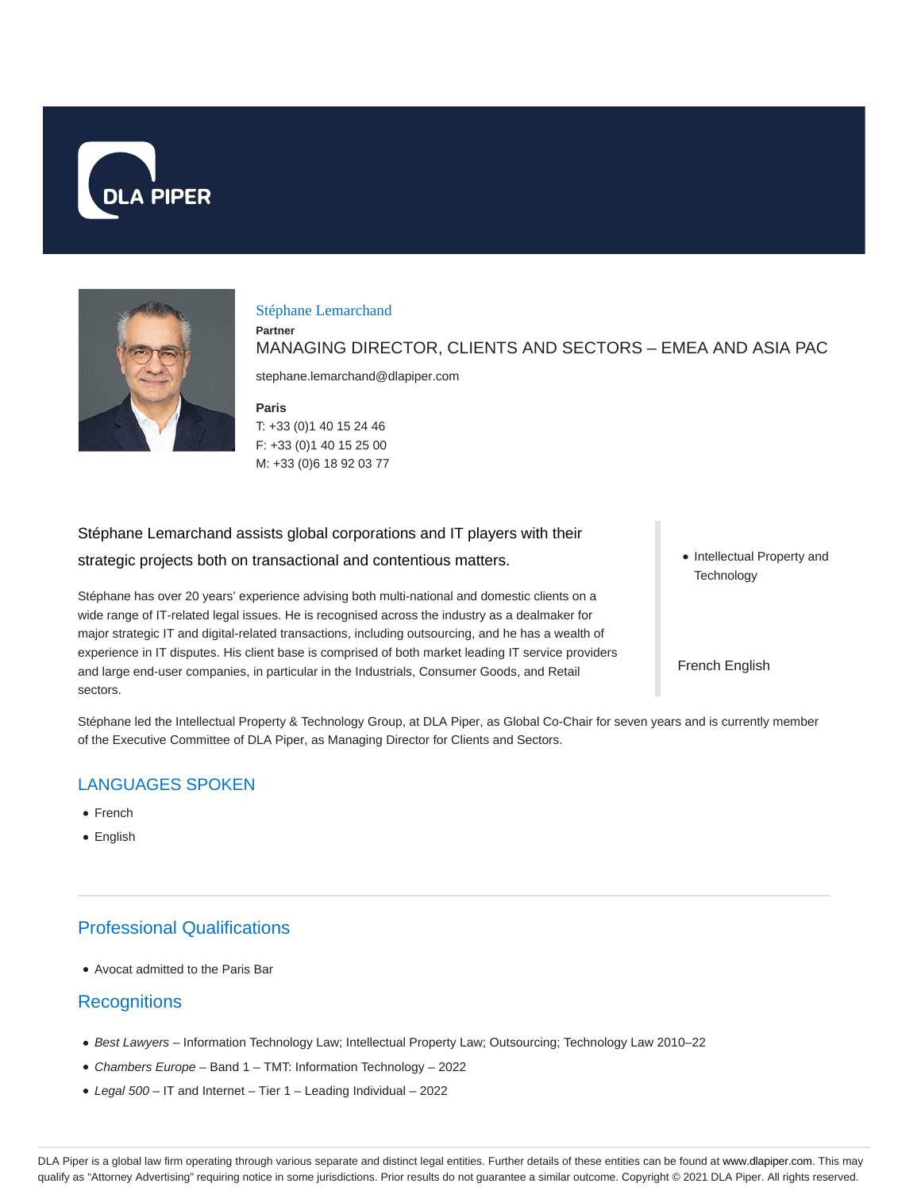DLA PIPER

# Stéphane Lemarchand

**Partner**

MANAGING DIRECTOR, CLIENTS AND SECTORS – EMEA AND ASIA PAC

stephane.lemarchand@dlapiper.com

**Paris**

T: +33 (0)1 40 15 24 46

F: +33 (0)1 40 15 25 00

M: +33 (0)6 18 92 03 77

Stéphane Lemarchand assists global corporations and IT players with their strategic projects both on transactional and contentious matters.

- Intellectual Property and Technology

French English

Stéphane has over 20 years' experience advising both multi-national and domestic clients on a wide range of IT-related legal issues. He is recognised across the industry as a dealmaker for major strategic IT and digital-related transactions, including outsourcing, and he has a wealth of experience in IT disputes. His client base is comprised of both market leading IT service providers and large end-user companies, in particular in the Industrials, Consumer Goods, and Retail sectors.

Stéphane led the Intellectual Property & Technology Group, at DLA Piper, as Global Co-Chair for seven years and is currently member of the Executive Committee of DLA Piper, as Managing Director for Clients and Sectors.

## LANGUAGES SPOKEN

- French
- English

## Professional Qualifications

- Avocat admitted to the Paris Bar

## Recognitions

- *Best Lawyers* – Information Technology Law; Intellectual Property Law; Outsourcing; Technology Law 2010–22
- *Chambers Europe* – Band 1 – TMT: Information Technology – 2022
- *Legal 500* – IT and Internet – Tier 1 – Leading Individual – 2022

DLA Piper is a global law firm operating through various separate and distinct legal entities. Further details of these entities can be found at www.dlapiper.com. This may qualify as "Attorney Advertising" requiring notice in some jurisdictions. Prior results do not guarantee a similar outcome. Copyright © 2021 DLA Piper. All rights reserved.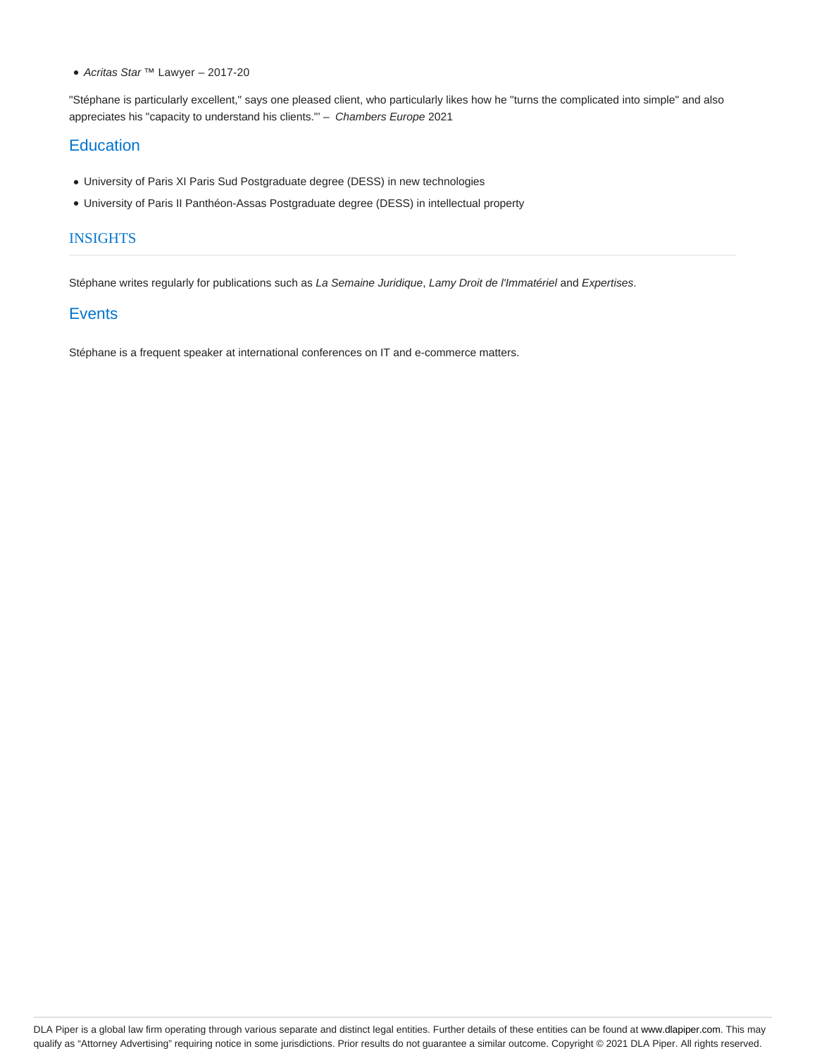- *Acritas Star* ™ Lawyer – 2017-20

"Stéphane is particularly excellent," says one pleased client, who particularly likes how he "turns the complicated into simple" and also appreciates his "capacity to understand his clients."' – *Chambers Europe* 2021

## Education

- University of Paris XI Paris Sud Postgraduate degree (DESS) in new technologies
- University of Paris II Panthéon-Assas Postgraduate degree (DESS) in intellectual property

## INSIGHTS

Stéphane writes regularly for publications such as *La Semaine Juridique*, *Lamy Droit de l'Immatériel* and *Expertises*.

## Events

Stéphane is a frequent speaker at international conferences on IT and e-commerce matters.

DLA Piper is a global law firm operating through various separate and distinct legal entities. Further details of these entities can be found at www.dlapiper.com. This may qualify as "Attorney Advertising" requiring notice in some jurisdictions. Prior results do not guarantee a similar outcome. Copyright © 2021 DLA Piper. All rights reserved.